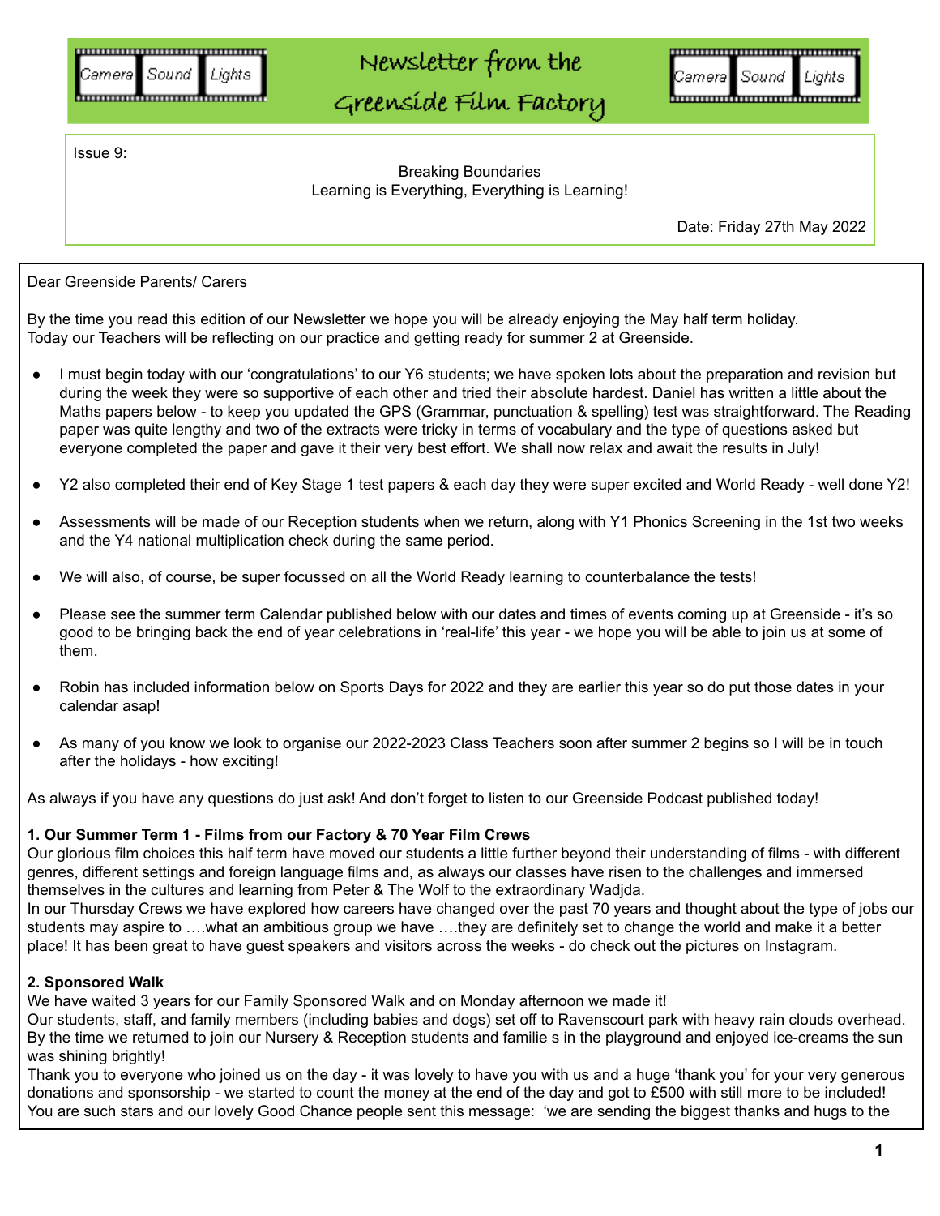Camera | Sound | Lights

# Newsletter from the Greenside Film Factory

Camera | Sound | Lights

Issue 9:

Breaking Boundaries
Learning is Everything, Everything is Learning!

Date: Friday 27th May 2022

Dear Greenside Parents/ Carers

By the time you read this edition of our Newsletter we hope you will be already enjoying the May half term holiday.
Today our Teachers will be reflecting on our practice and getting ready for summer 2 at Greenside.

- I must begin today with our 'congratulations' to our Y6 students; we have spoken lots about the preparation and revision but during the week they were so supportive of each other and tried their absolute hardest. Daniel has written a little about the Maths papers below - to keep you updated the GPS (Grammar, punctuation & spelling) test was straightforward. The Reading paper was quite lengthy and two of the extracts were tricky in terms of vocabulary and the type of questions asked but everyone completed the paper and gave it their very best effort. We shall now relax and await the results in July!
- Y2 also completed their end of Key Stage 1 test papers & each day they were super excited and World Ready - well done Y2!
- Assessments will be made of our Reception students when we return, along with Y1 Phonics Screening in the 1st two weeks and the Y4 national multiplication check during the same period.
- We will also, of course, be super focussed on all the World Ready learning to counterbalance the tests!
- Please see the summer term Calendar published below with our dates and times of events coming up at Greenside - it's so good to be bringing back the end of year celebrations in 'real-life' this year - we hope you will be able to join us at some of them.
- Robin has included information below on Sports Days for 2022 and they are earlier this year so do put those dates in your calendar asap!
- As many of you know we look to organise our 2022-2023 Class Teachers soon after summer 2 begins so I will be in touch after the holidays - how exciting!

As always if you have any questions do just ask! And don't forget to listen to our Greenside Podcast published today!

**1. Our Summer Term 1 - Films from our Factory & 70 Year Film Crews**
Our glorious film choices this half term have moved our students a little further beyond their understanding of films - with different genres, different settings and foreign language films and, as always our classes have risen to the challenges and immersed themselves in the cultures and learning from Peter & The Wolf to the extraordinary Wadjda.
In our Thursday Crews we have explored how careers have changed over the past 70 years and thought about the type of jobs our students may aspire to ….what an ambitious group we have ….they are definitely set to change the world and make it a better place! It has been great to have guest speakers and visitors across the weeks - do check out the pictures on Instagram.

**2. Sponsored Walk**
We have waited 3 years for our Family Sponsored Walk and on Monday afternoon we made it!
Our students, staff, and family members (including babies and dogs) set off to Ravenscourt park with heavy rain clouds overhead. By the time we returned to join our Nursery & Reception students and familie s in the playground and enjoyed ice-creams the sun was shining brightly!
Thank you to everyone who joined us on the day - it was lovely to have you with us and a huge 'thank you' for your very generous donations and sponsorship - we started to count the money at the end of the day and got to £500 with still more to be included! You are such stars and our lovely Good Chance people sent this message: 'we are sending the biggest thanks and hugs to the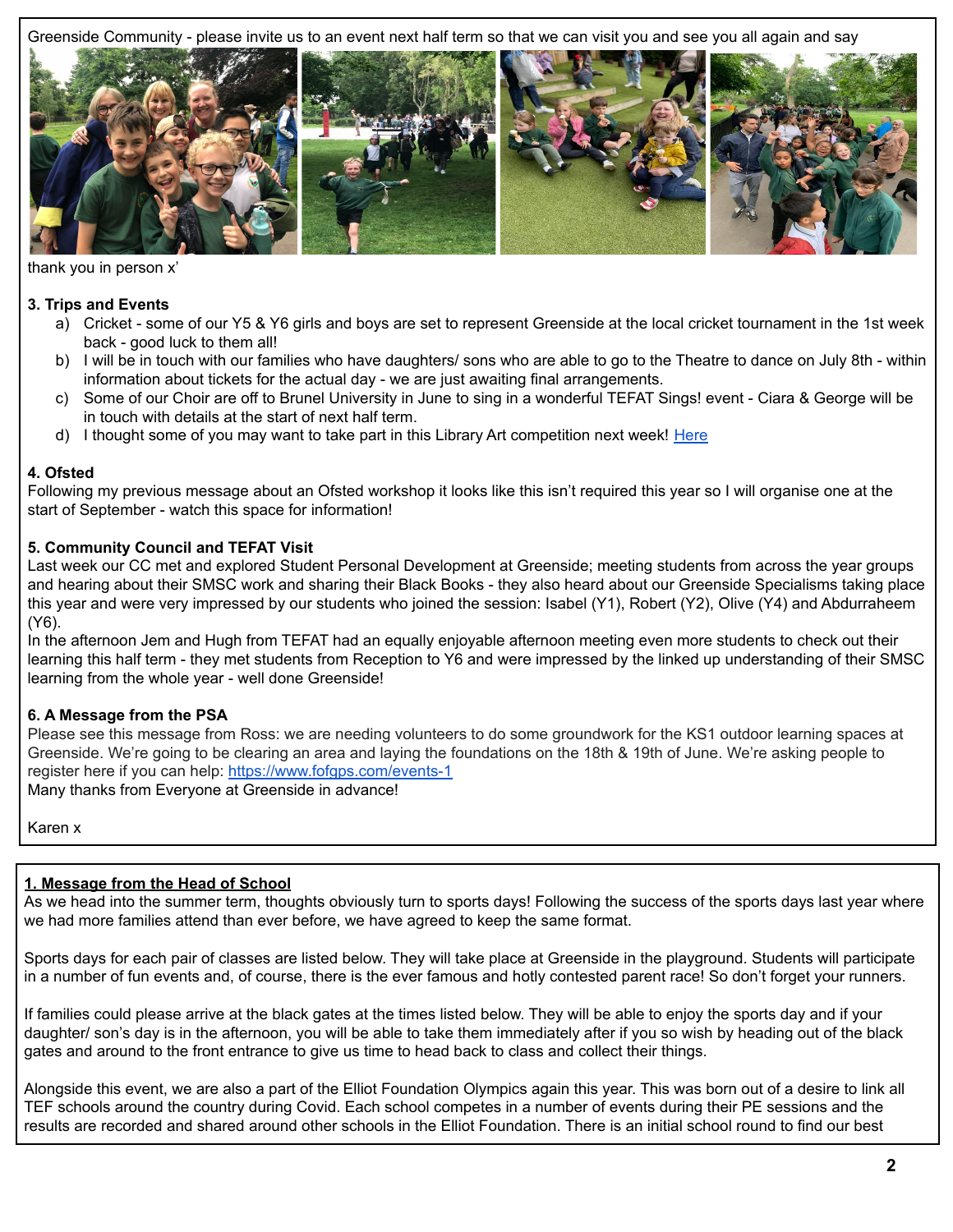Greenside Community - please invite us to an event next half term so that we can visit you and see you all again and say thank you in person x'

### 3. Trips and Events

a) Cricket - some of our Y5 & Y6 girls and boys are set to represent Greenside at the local cricket tournament in the 1st week back - good luck to them all!

b) I will be in touch with our families who have daughters/ sons who are able to go to the Theatre to dance on July 8th - within information about tickets for the actual day - we are just awaiting final arrangements.

c) Some of our Choir are off to Brunel University in June to sing in a wonderful TEFAT Sings! event - Ciara & George will be in touch with details at the start of next half term.

d) I thought some of you may want to take part in this Library Art competition next week! [Here]

### 4. Ofsted

Following my previous message about an Ofsted workshop it looks like this isn't required this year so I will organise one at the start of September - watch this space for information!

### 5. Community Council and TEFAT Visit

Last week our CC met and explored Student Personal Development at Greenside; meeting students from across the year groups and hearing about their SMSC work and sharing their Black Books - they also heard about our Greenside Specialisms taking place this year and were very impressed by our students who joined the session: Isabel (Y1), Robert (Y2), Olive (Y4) and Abdurraheem (Y6).

In the afternoon Jem and Hugh from TEFAT had an equally enjoyable afternoon meeting even more students to check out their learning this half term - they met students from Reception to Y6 and were impressed by the linked up understanding of their SMSC learning from the whole year - well done Greenside!

### 6. A Message from the PSA

Please see this message from Ross: we are needing volunteers to do some groundwork for the KS1 outdoor learning spaces at Greenside. We're going to be clearing an area and laying the foundations on the 18th & 19th of June. We're asking people to register here if you can help: https://www.fofgps.com/events-1

Many thanks from Everyone at Greenside in advance!

Karen x

---

### 1. Message from the Head of School

As we head into the summer term, thoughts obviously turn to sports days! Following the success of the sports days last year where we had more families attend than ever before, we have agreed to keep the same format.

Sports days for each pair of classes are listed below. They will take place at Greenside in the playground. Students will participate in a number of fun events and, of course, there is the ever famous and hotly contested parent race! So don't forget your runners.

If families could please arrive at the black gates at the times listed below. They will be able to enjoy the sports day and if your daughter/ son's day is in the afternoon, you will be able to take them immediately after if you so wish by heading out of the black gates and around to the front entrance to give us time to head back to class and collect their things.

Alongside this event, we are also a part of the Elliot Foundation Olympics again this year. This was born out of a desire to link all TEF schools around the country during Covid. Each school competes in a number of events during their PE sessions and the results are recorded and shared around other schools in the Elliot Foundation. There is an initial school round to find our best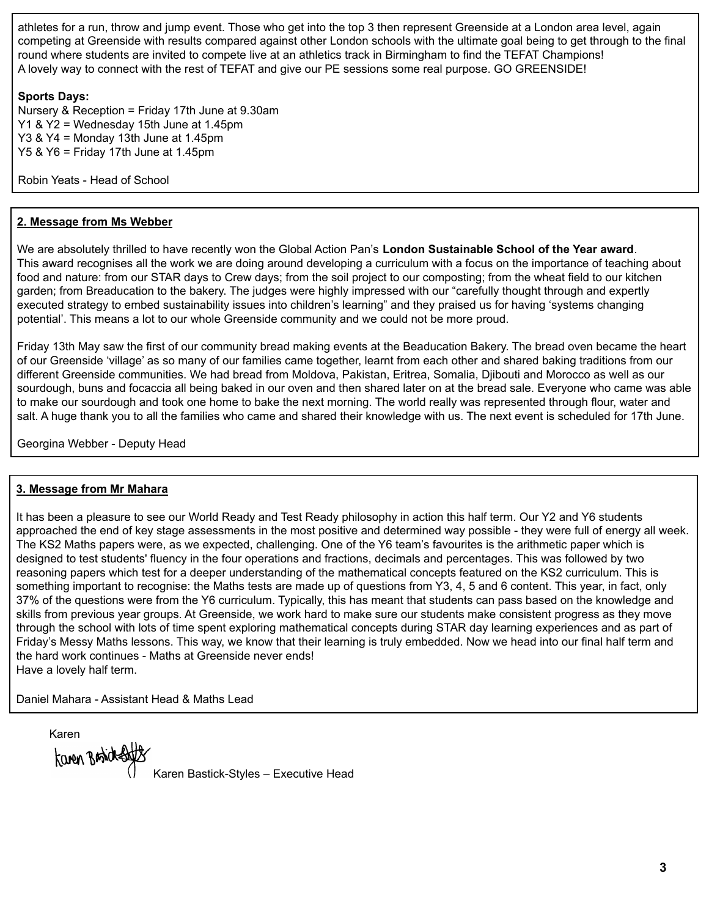athletes for a run, throw and jump event. Those who get into the top 3 then represent Greenside at a London area level, again competing at Greenside with results compared against other London schools with the ultimate goal being to get through to the final round where students are invited to compete live at an athletics track in Birmingham to find the TEFAT Champions!
A lovely way to connect with the rest of TEFAT and give our PE sessions some real purpose. GO GREENSIDE!

**Sports Days:**
Nursery & Reception = Friday 17th June at 9.30am
Y1 & Y2 = Wednesday 15th June at 1.45pm
Y3 & Y4 = Monday 13th June at 1.45pm
Y5 & Y6 = Friday 17th June at 1.45pm

Robin Yeats - Head of School

## 2. Message from Ms Webber

We are absolutely thrilled to have recently won the Global Action Pan's **London Sustainable School of the Year award**.
This award recognises all the work we are doing around developing a curriculum with a focus on the importance of teaching about food and nature: from our STAR days to Crew days; from the soil project to our composting; from the wheat field to our kitchen garden; from Breaducation to the bakery. The judges were highly impressed with our "carefully thought through and expertly executed strategy to embed sustainability issues into children's learning" and they praised us for having 'systems changing potential'. This means a lot to our whole Greenside community and we could not be more proud.

Friday 13th May saw the first of our community bread making events at the Beaducation Bakery. The bread oven became the heart of our Greenside 'village' as so many of our families came together, learnt from each other and shared baking traditions from our different Greenside communities. We had bread from Moldova, Pakistan, Eritrea, Somalia, Djibouti and Morocco as well as our sourdough, buns and focaccia all being baked in our oven and then shared later on at the bread sale. Everyone who came was able to make our sourdough and took one home to bake the next morning. The world really was represented through flour, water and salt. A huge thank you to all the families who came and shared their knowledge with us. The next event is scheduled for 17th June.

Georgina Webber - Deputy Head

## 3. Message from Mr Mahara

It has been a pleasure to see our World Ready and Test Ready philosophy in action this half term. Our Y2 and Y6 students approached the end of key stage assessments in the most positive and determined way possible - they were full of energy all week. The KS2 Maths papers were, as we expected, challenging. One of the Y6 team's favourites is the arithmetic paper which is designed to test students' fluency in the four operations and fractions, decimals and percentages. This was followed by two reasoning papers which test for a deeper understanding of the mathematical concepts featured on the KS2 curriculum. This is something important to recognise: the Maths tests are made up of questions from Y3, 4, 5 and 6 content. This year, in fact, only 37% of the questions were from the Y6 curriculum. Typically, this has meant that students can pass based on the knowledge and skills from previous year groups. At Greenside, we work hard to make sure our students make consistent progress as they move through the school with lots of time spent exploring mathematical concepts during STAR day learning experiences and as part of Friday's Messy Maths lessons. This way, we know that their learning is truly embedded. Now we head into our final half term and the hard work continues - Maths at Greenside never ends!
Have a lovely half term.

Daniel Mahara - Assistant Head & Maths Lead

Karen

Karen Bastick-Styles – Executive Head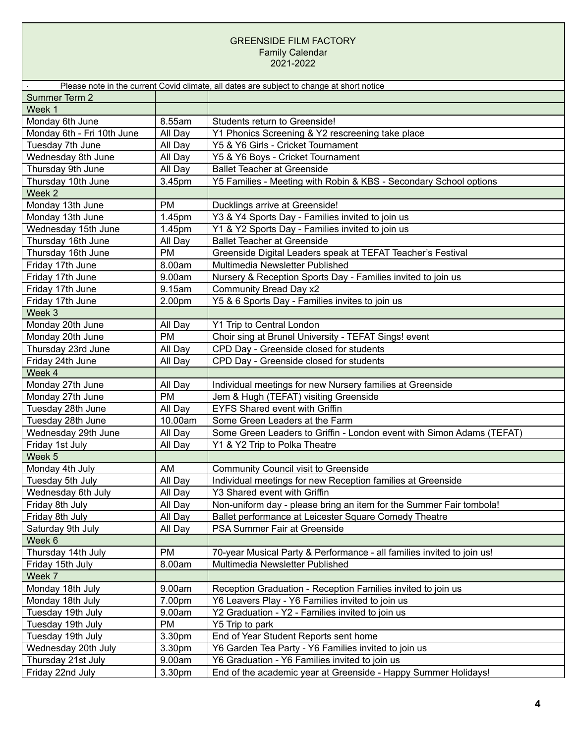# GREENSIDE FILM FACTORY

Family Calendar

2021-2022

· Please note in the current Covid climate, all dates are subject to change at short notice

| Summer Term 2 | | |
|---|---|---|
| Week 1 | | |
| Monday 6th June | 8.55am | Students return to Greenside! |
| Monday 6th - Fri 10th June | All Day | Y1 Phonics Screening & Y2 rescreening take place |
| Tuesday 7th June | All Day | Y5 & Y6 Girls - Cricket Tournament |
| Wednesday 8th June | All Day | Y5 & Y6 Boys - Cricket Tournament |
| Thursday 9th June | All Day | Ballet Teacher at Greenside |
| Thursday 10th June | 3.45pm | Y5 Families - Meeting with Robin & KBS - Secondary School options |
| Week 2 | | |
| Monday 13th June | PM | Ducklings arrive at Greenside! |
| Monday 13th June | 1.45pm | Y3 & Y4 Sports Day - Families invited to join us |
| Wednesday 15th June | 1.45pm | Y1 & Y2 Sports Day - Families invited to join us |
| Thursday 16th June | All Day | Ballet Teacher at Greenside |
| Thursday 16th June | PM | Greenside Digital Leaders speak at TEFAT Teacher's Festival |
| Friday 17th June | 8.00am | Multimedia Newsletter Published |
| Friday 17th June | 9.00am | Nursery & Reception Sports Day - Families invited to join us |
| Friday 17th June | 9.15am | Community Bread Day x2 |
| Friday 17th June | 2.00pm | Y5 & 6 Sports Day - Families invites to join us |
| Week 3 | | |
| Monday 20th June | All Day | Y1 Trip to Central London |
| Monday 20th June | PM | Choir sing at Brunel University - TEFAT Sings! event |
| Thursday 23rd June | All Day | CPD Day - Greenside closed for students |
| Friday 24th June | All Day | CPD Day - Greenside closed for students |
| Week 4 | | |
| Monday 27th June | All Day | Individual meetings for new Nursery families at Greenside |
| Monday 27th June | PM | Jem & Hugh (TEFAT) visiting Greenside |
| Tuesday 28th June | All Day | EYFS Shared event with Griffin |
| Tuesday 28th June | 10.00am | Some Green Leaders at the Farm |
| Wednesday 29th June | All Day | Some Green Leaders to Griffin - London event with Simon Adams (TEFAT) |
| Friday 1st July | All Day | Y1 & Y2 Trip to Polka Theatre |
| Week 5 | | |
| Monday 4th July | AM | Community Council visit to Greenside |
| Tuesday 5th July | All Day | Individual meetings for new Reception families at Greenside |
| Wednesday 6th July | All Day | Y3 Shared event with Griffin |
| Friday 8th July | All Day | Non-uniform day - please bring an item for the Summer Fair tombola! |
| Friday 8th July | All Day | Ballet performance at Leicester Square Comedy Theatre |
| Saturday 9th July | All Day | PSA Summer Fair at Greenside |
| Week 6 | | |
| Thursday 14th July | PM | 70-year Musical Party & Performance - all families invited to join us! |
| Friday 15th July | 8.00am | Multimedia Newsletter Published |
| Week 7 | | |
| Monday 18th July | 9.00am | Reception Graduation - Reception Families invited to join us |
| Monday 18th July | 7.00pm | Y6 Leavers Play - Y6 Families invited to join us |
| Tuesday 19th July | 9.00am | Y2 Graduation - Y2 - Families invited to join us |
| Tuesday 19th July | PM | Y5 Trip to park |
| Tuesday 19th July | 3.30pm | End of Year Student Reports sent home |
| Wednesday 20th July | 3.30pm | Y6 Garden Tea Party - Y6 Families invited to join us |
| Thursday 21st July | 9.00am | Y6 Graduation - Y6 Families invited to join us |
| Friday 22nd July | 3.30pm | End of the academic year at Greenside - Happy Summer Holidays! |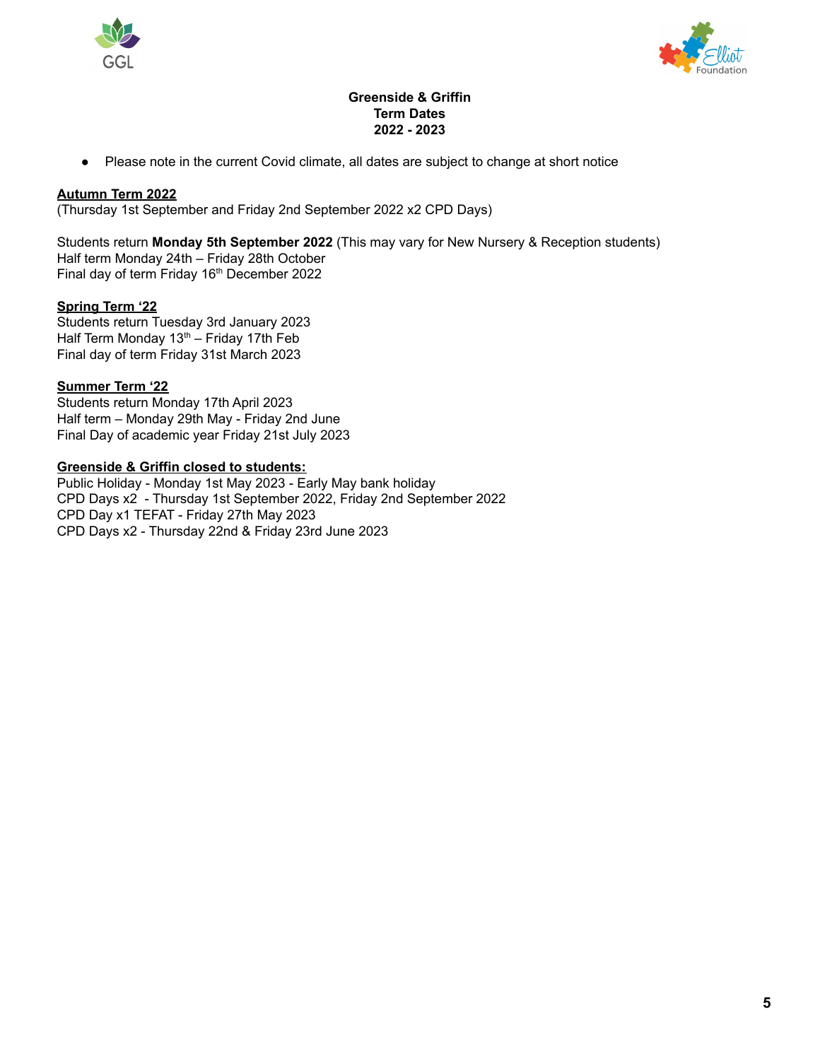**Greenside & Griffin**
**Term Dates**
**2022 - 2023**

- Please note in the current Covid climate, all dates are subject to change at short notice

**Autumn Term 2022**
(Thursday 1st September and Friday 2nd September 2022 x2 CPD Days)

Students return **Monday 5th September 2022** (This may vary for New Nursery & Reception students)
Half term Monday 24th – Friday 28th October
Final day of term Friday 16th December 2022

**Spring Term '22**
Students return Tuesday 3rd January 2023
Half Term Monday 13th – Friday 17th Feb
Final day of term Friday 31st March 2023

**Summer Term '22**
Students return Monday 17th April 2023
Half term – Monday 29th May - Friday 2nd June
Final Day of academic year Friday 21st July 2023

**Greenside & Griffin closed to students:**
Public Holiday - Monday 1st May 2023 - Early May bank holiday
CPD Days x2 - Thursday 1st September 2022, Friday 2nd September 2022
CPD Day x1 TEFAT - Friday 27th May 2023
CPD Days x2 - Thursday 22nd & Friday 23rd June 2023